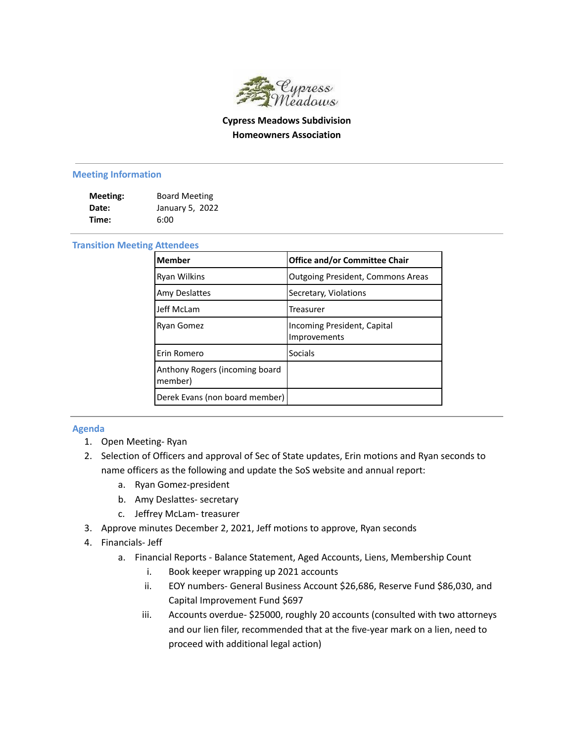# Cypress Meadows Subdivision
# Homeowners Association

## Meeting Information

**Meeting:** Board Meeting
**Date:** January 5, 2022
**Time:** 6:00

## Transition Meeting Attendees

| Member | Office and/or Committee Chair |
|---|---|
| Ryan Wilkins | Outgoing President, Commons Areas |
| Amy Deslattes | Secretary, Violations |
| Jeff McLam | Treasurer |
| Ryan Gomez | Incoming President, Capital Improvements |
| Erin Romero | Socials |
| Anthony Rogers (incoming board member) | |
| Derek Evans (non board member) | |

## Agenda

1. Open Meeting- Ryan
2. Selection of Officers and approval of Sec of State updates, Erin motions and Ryan seconds to name officers as the following and update the SoS website and annual report:
   a. Ryan Gomez-president
   b. Amy Deslattes- secretary
   c. Jeffrey McLam- treasurer
3. Approve minutes December 2, 2021, Jeff motions to approve, Ryan seconds
4. Financials- Jeff
   a. Financial Reports - Balance Statement, Aged Accounts, Liens, Membership Count
      i. Book keeper wrapping up 2021 accounts
      ii. EOY numbers- General Business Account $26,686, Reserve Fund $86,030, and Capital Improvement Fund $697
      iii. Accounts overdue- $25000, roughly 20 accounts (consulted with two attorneys and our lien filer, recommended that at the five-year mark on a lien, need to proceed with additional legal action)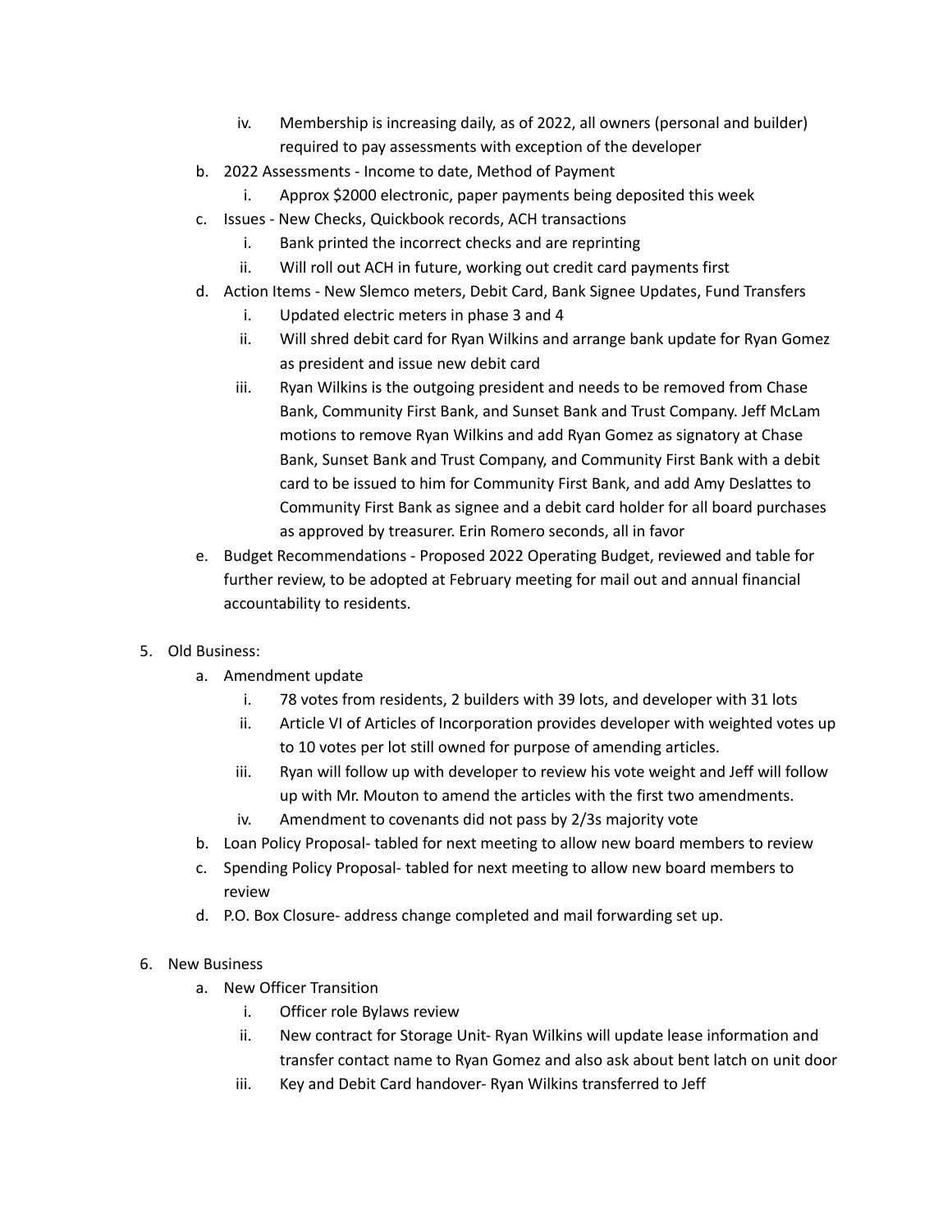- iv. Membership is increasing daily, as of 2022, all owners (personal and builder) required to pay assessments with exception of the developer

- b. 2022 Assessments - Income to date, Method of Payment
   - i. Approx $2000 electronic, paper payments being deposited this week
- c. Issues - New Checks, Quickbook records, ACH transactions
   - i. Bank printed the incorrect checks and are reprinting
   - ii. Will roll out ACH in future, working out credit card payments first
- d. Action Items - New Slemco meters, Debit Card, Bank Signee Updates, Fund Transfers
   - i. Updated electric meters in phase 3 and 4
   - ii. Will shred debit card for Ryan Wilkins and arrange bank update for Ryan Gomez as president and issue new debit card
   - iii. Ryan Wilkins is the outgoing president and needs to be removed from Chase Bank, Community First Bank, and Sunset Bank and Trust Company. Jeff McLam motions to remove Ryan Wilkins and add Ryan Gomez as signatory at Chase Bank, Sunset Bank and Trust Company, and Community First Bank with a debit card to be issued to him for Community First Bank, and add Amy Deslattes to Community First Bank as signee and a debit card holder for all board purchases as approved by treasurer. Erin Romero seconds, all in favor
- e. Budget Recommendations - Proposed 2022 Operating Budget, reviewed and table for further review, to be adopted at February meeting for mail out and annual financial accountability to residents.

5. Old Business:
   - a. Amendment update
      - i. 78 votes from residents, 2 builders with 39 lots, and developer with 31 lots
      - ii. Article VI of Articles of Incorporation provides developer with weighted votes up to 10 votes per lot still owned for purpose of amending articles.
      - iii. Ryan will follow up with developer to review his vote weight and Jeff will follow up with Mr. Mouton to amend the articles with the first two amendments.
      - iv. Amendment to covenants did not pass by 2/3s majority vote
   - b. Loan Policy Proposal- tabled for next meeting to allow new board members to review
   - c. Spending Policy Proposal- tabled for next meeting to allow new board members to review
   - d. P.O. Box Closure- address change completed and mail forwarding set up.

6. New Business
   - a. New Officer Transition
      - i. Officer role Bylaws review
      - ii. New contract for Storage Unit- Ryan Wilkins will update lease information and transfer contact name to Ryan Gomez and also ask about bent latch on unit door
      - iii. Key and Debit Card handover- Ryan Wilkins transferred to Jeff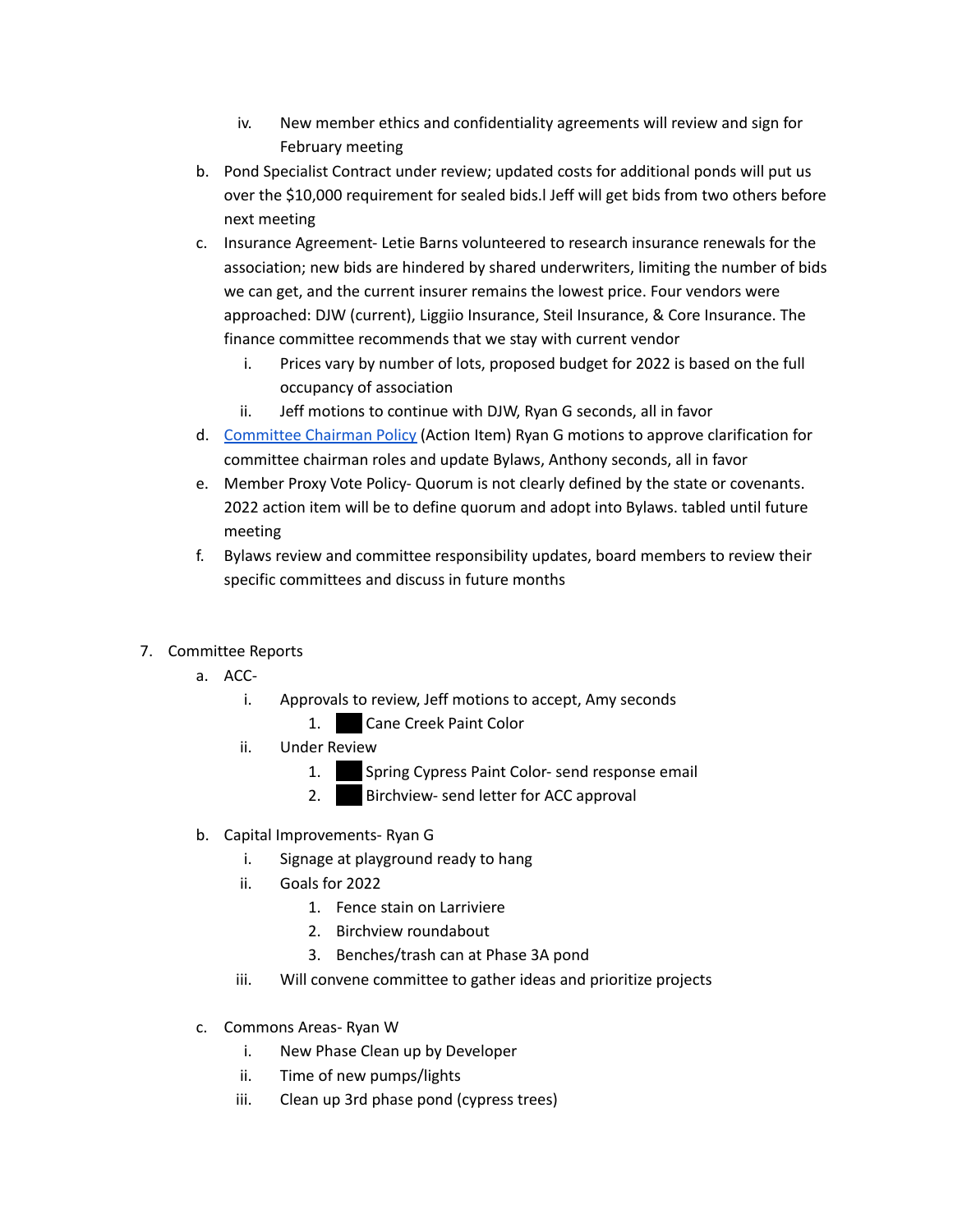- iv. New member ethics and confidentiality agreements will review and sign for February meeting

- b. Pond Specialist Contract under review; updated costs for additional ponds will put us over the $10,000 requirement for sealed bids.l Jeff will get bids from two others before next meeting
- c. Insurance Agreement- Letie Barns volunteered to research insurance renewals for the association; new bids are hindered by shared underwriters, limiting the number of bids we can get, and the current insurer remains the lowest price. Four vendors were approached: DJW (current), Liggiio Insurance, Steil Insurance, & Core Insurance. The finance committee recommends that we stay with current vendor
  - i. Prices vary by number of lots, proposed budget for 2022 is based on the full occupancy of association
  - ii. Jeff motions to continue with DJW, Ryan G seconds, all in favor
- d. Committee Chairman Policy (Action Item) Ryan G motions to approve clarification for committee chairman roles and update Bylaws, Anthony seconds, all in favor
- e. Member Proxy Vote Policy- Quorum is not clearly defined by the state or covenants. 2022 action item will be to define quorum and adopt into Bylaws. tabled until future meeting
- f. Bylaws review and committee responsibility updates, board members to review their specific committees and discuss in future months

7. Committee Reports
   - a. ACC-
     - i. Approvals to review, Jeff motions to accept, Amy seconds
       1. ███ Cane Creek Paint Color
     - ii. Under Review
       1. ███ Spring Cypress Paint Color- send response email
       2. ███ Birchview- send letter for ACC approval
   - b. Capital Improvements- Ryan G
     - i. Signage at playground ready to hang
     - ii. Goals for 2022
       1. Fence stain on Larriviere
       2. Birchview roundabout
       3. Benches/trash can at Phase 3A pond
     - iii. Will convene committee to gather ideas and prioritize projects
   - c. Commons Areas- Ryan W
     - i. New Phase Clean up by Developer
     - ii. Time of new pumps/lights
     - iii. Clean up 3rd phase pond (cypress trees)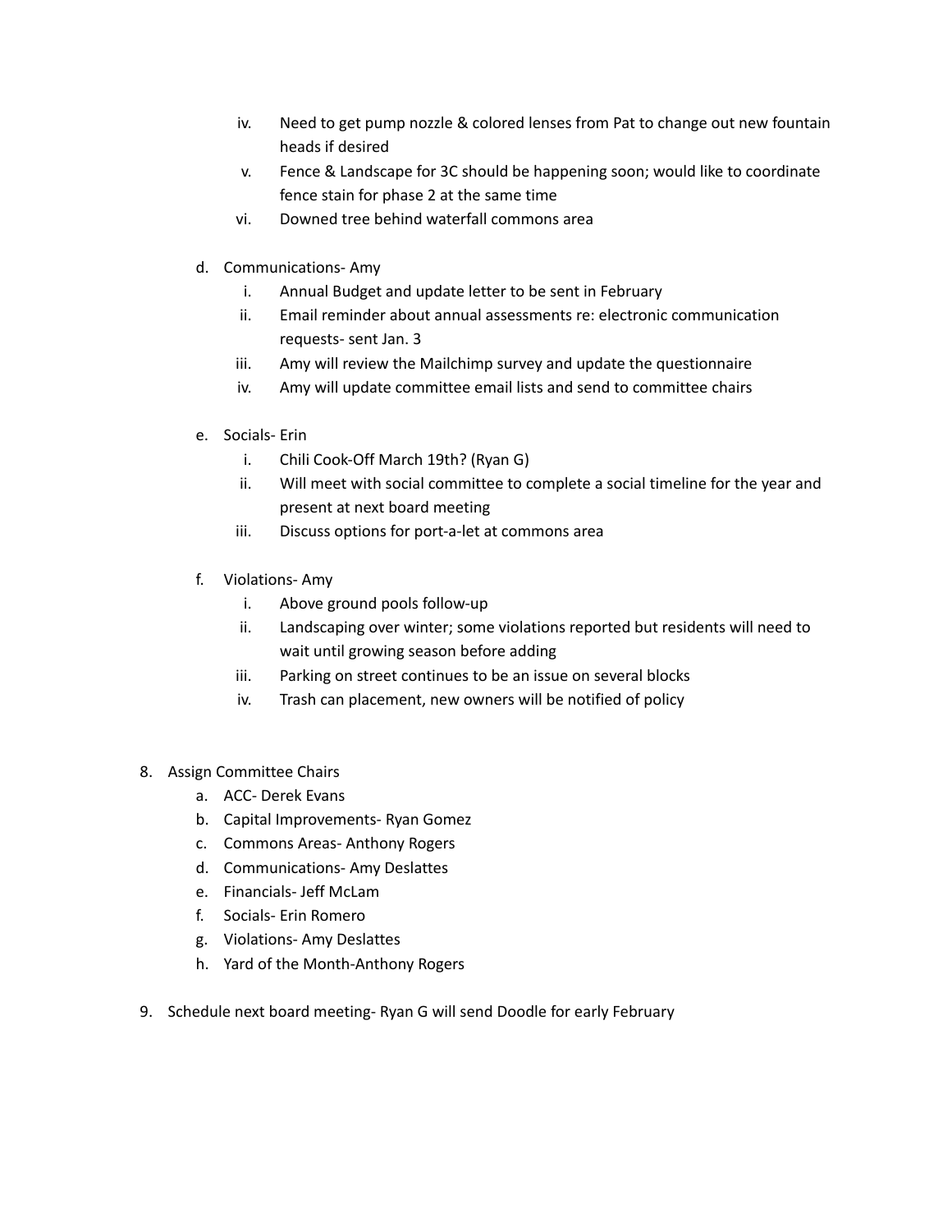iv. Need to get pump nozzle & colored lenses from Pat to change out new fountain heads if desired
   v. Fence & Landscape for 3C should be happening soon; would like to coordinate fence stain for phase 2 at the same time
   vi. Downed tree behind waterfall commons area

d. Communications- Amy
   i. Annual Budget and update letter to be sent in February
   ii. Email reminder about annual assessments re: electronic communication requests- sent Jan. 3
   iii. Amy will review the Mailchimp survey and update the questionnaire
   iv. Amy will update committee email lists and send to committee chairs

e. Socials- Erin
   i. Chili Cook-Off March 19th? (Ryan G)
   ii. Will meet with social committee to complete a social timeline for the year and present at next board meeting
   iii. Discuss options for port-a-let at commons area

f. Violations- Amy
   i. Above ground pools follow-up
   ii. Landscaping over winter; some violations reported but residents will need to wait until growing season before adding
   iii. Parking on street continues to be an issue on several blocks
   iv. Trash can placement, new owners will be notified of policy

8. Assign Committee Chairs
   a. ACC- Derek Evans
   b. Capital Improvements- Ryan Gomez
   c. Commons Areas- Anthony Rogers
   d. Communications- Amy Deslattes
   e. Financials- Jeff McLam
   f. Socials- Erin Romero
   g. Violations- Amy Deslattes
   h. Yard of the Month-Anthony Rogers

9. Schedule next board meeting- Ryan G will send Doodle for early February